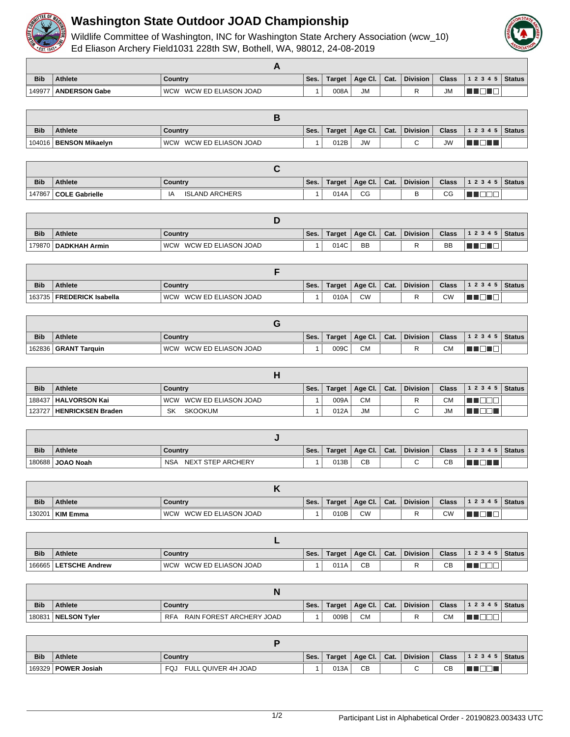# Washington State Outdoor JOAD Championship

Wildlife Committee of Washington, INC for Washington State Archery Association (wcw_10)
Ed Eliason Archery Field1031 228th SW, Bothell, WA, 98012, 24-08-2019

### A

| Bib | Athlete | Country | | Ses. | Target | Age Cl. | Cat. | Division | Class | 1 2 3 4 5 | Status |
|---|---|---|---|---|---|---|---|---|---|---|---|
| 149977 | **ANDERSON Gabe** | WCW | WCW ED ELIASON JOAD | 1 | 008A | JM | | R | JM | ■■□■□ | |

### B

| Bib | Athlete | Country | | Ses. | Target | Age Cl. | Cat. | Division | Class | 1 2 3 4 5 | Status |
|---|---|---|---|---|---|---|---|---|---|---|---|
| 104016 | **BENSON Mikaelyn** | WCW | WCW ED ELIASON JOAD | 1 | 012B | JW | | C | JW | ■■□■■ | |

### C

| Bib | Athlete | Country | | Ses. | Target | Age Cl. | Cat. | Division | Class | 1 2 3 4 5 | Status |
|---|---|---|---|---|---|---|---|---|---|---|---|
| 147867 | **COLE Gabrielle** | IA | ISLAND ARCHERS | 1 | 014A | CG | | B | CG | ■■□□□ | |

### D

| Bib | Athlete | Country | | Ses. | Target | Age Cl. | Cat. | Division | Class | 1 2 3 4 5 | Status |
|---|---|---|---|---|---|---|---|---|---|---|---|
| 179870 | **DADKHAH Armin** | WCW | WCW ED ELIASON JOAD | 1 | 014C | BB | | R | BB | ■■□■□ | |

### F

| Bib | Athlete | Country | | Ses. | Target | Age Cl. | Cat. | Division | Class | 1 2 3 4 5 | Status |
|---|---|---|---|---|---|---|---|---|---|---|---|
| 163735 | **FREDERICK Isabella** | WCW | WCW ED ELIASON JOAD | 1 | 010A | CW | | R | CW | ■■□■□ | |

### G

| Bib | Athlete | Country | | Ses. | Target | Age Cl. | Cat. | Division | Class | 1 2 3 4 5 | Status |
|---|---|---|---|---|---|---|---|---|---|---|---|
| 162836 | **GRANT Tarquin** | WCW | WCW ED ELIASON JOAD | 1 | 009C | CM | | R | CM | ■■□■□ | |

### H

| Bib | Athlete | Country | | Ses. | Target | Age Cl. | Cat. | Division | Class | 1 2 3 4 5 | Status |
|---|---|---|---|---|---|---|---|---|---|---|---|
| 188437 | **HALVORSON Kai** | WCW | WCW ED ELIASON JOAD | 1 | 009A | CM | | R | CM | ■■□□□ | |
| 123727 | **HENRICKSEN Braden** | SK | SKOOKUM | 1 | 012A | JM | | C | JM | ■■□□■ | |

### J

| Bib | Athlete | Country | | Ses. | Target | Age Cl. | Cat. | Division | Class | 1 2 3 4 5 | Status |
|---|---|---|---|---|---|---|---|---|---|---|---|
| 180688 | **JOAO Noah** | NSA | NEXT STEP ARCHERY | 1 | 013B | CB | | C | CB | ■■□■■ | |

### K

| Bib | Athlete | Country | | Ses. | Target | Age Cl. | Cat. | Division | Class | 1 2 3 4 5 | Status |
|---|---|---|---|---|---|---|---|---|---|---|---|
| 130201 | **KIM Emma** | WCW | WCW ED ELIASON JOAD | 1 | 010B | CW | | R | CW | ■■□■□ | |

### L

| Bib | Athlete | Country | | Ses. | Target | Age Cl. | Cat. | Division | Class | 1 2 3 4 5 | Status |
|---|---|---|---|---|---|---|---|---|---|---|---|
| 166665 | **LETSCHE Andrew** | WCW | WCW ED ELIASON JOAD | 1 | 011A | CB | | R | CB | ■■□□□ | |

### N

| Bib | Athlete | Country | | Ses. | Target | Age Cl. | Cat. | Division | Class | 1 2 3 4 5 | Status |
|---|---|---|---|---|---|---|---|---|---|---|---|
| 180831 | **NELSON Tyler** | RFA | RAIN FOREST ARCHERY JOAD | 1 | 009B | CM | | R | CM | ■■□□□ | |

### P

| Bib | Athlete | Country | | Ses. | Target | Age Cl. | Cat. | Division | Class | 1 2 3 4 5 | Status |
|---|---|---|---|---|---|---|---|---|---|---|---|
| 169329 | **POWER Josiah** | FQJ | FULL QUIVER 4H JOAD | 1 | 013A | CB | | C | CB | ■■□□■ | |

Participant List in Alphabetical Order - 20190823.003433 UTC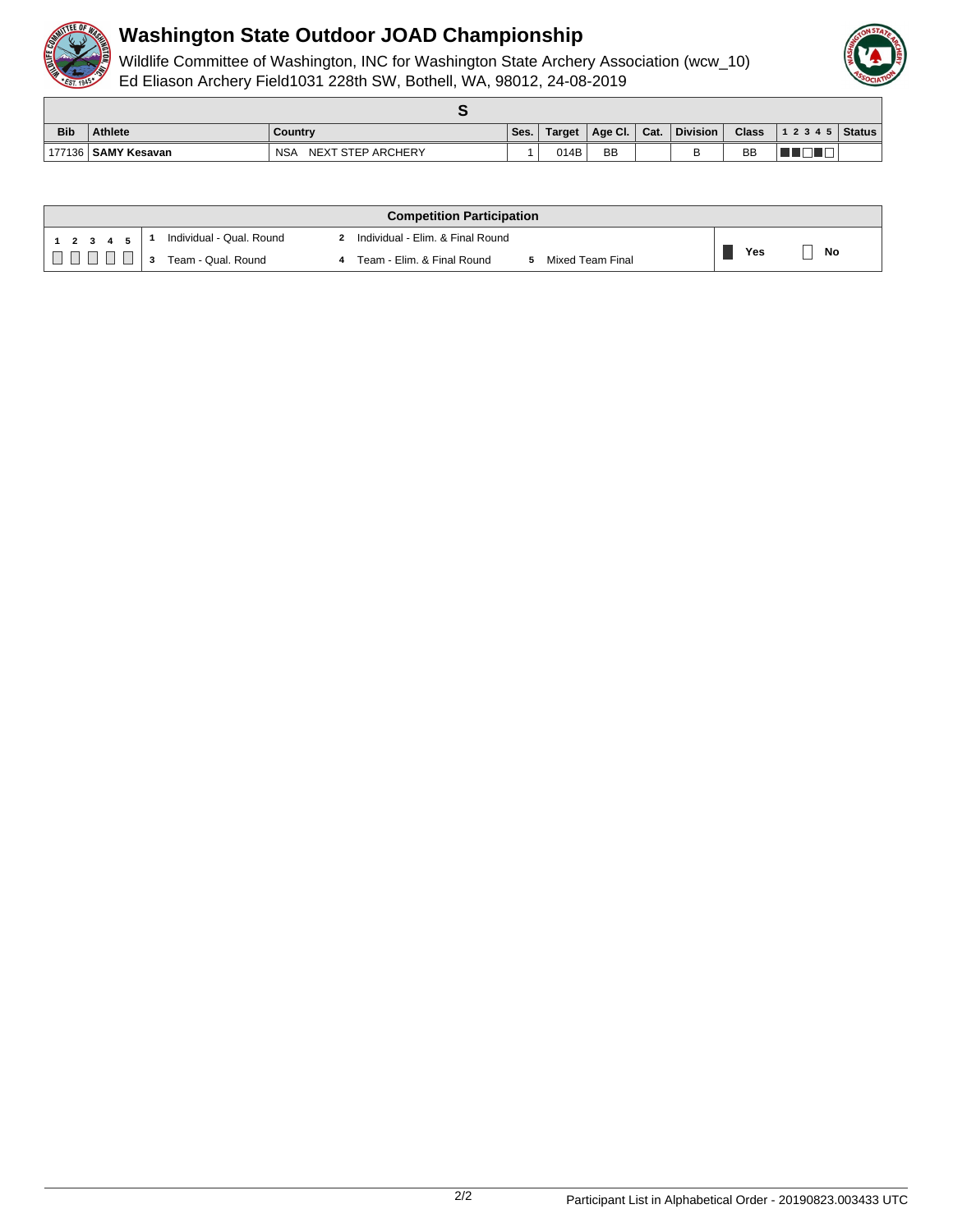# Washington State Outdoor JOAD Championship

Wildlife Committee of Washington, INC for Washington State Archery Association (wcw_10)
Ed Eliason Archery Field1031 228th SW, Bothell, WA, 98012, 24-08-2019

| S | | | | | | | | | | |
|---|---|---|---|---|---|---|---|---|---|---|
| **Bib** | **Athlete** | **Country** | **Ses.** | **Target** | **Age Cl.** | **Cat.** | **Division** | **Class** | **1 2 3 4 5** | **Status** |
| 177136 | **SAMY Kesavan** | NSA NEXT STEP ARCHERY | 1 | 014B | BB | | B | BB | ■■□■□ | |

| Competition Participation | | | | |
|---|---|---|---|---|
| 1 2 3 4 5 | 1 Individual - Qual. Round | 2 Individual - Elim. & Final Round | | ■ Yes □ No |
| □ □ □ □ □ | 3 Team - Qual. Round | 4 Team - Elim. & Final Round | 5 Mixed Team Final | |

Participant List in Alphabetical Order - 20190823.003433 UTC